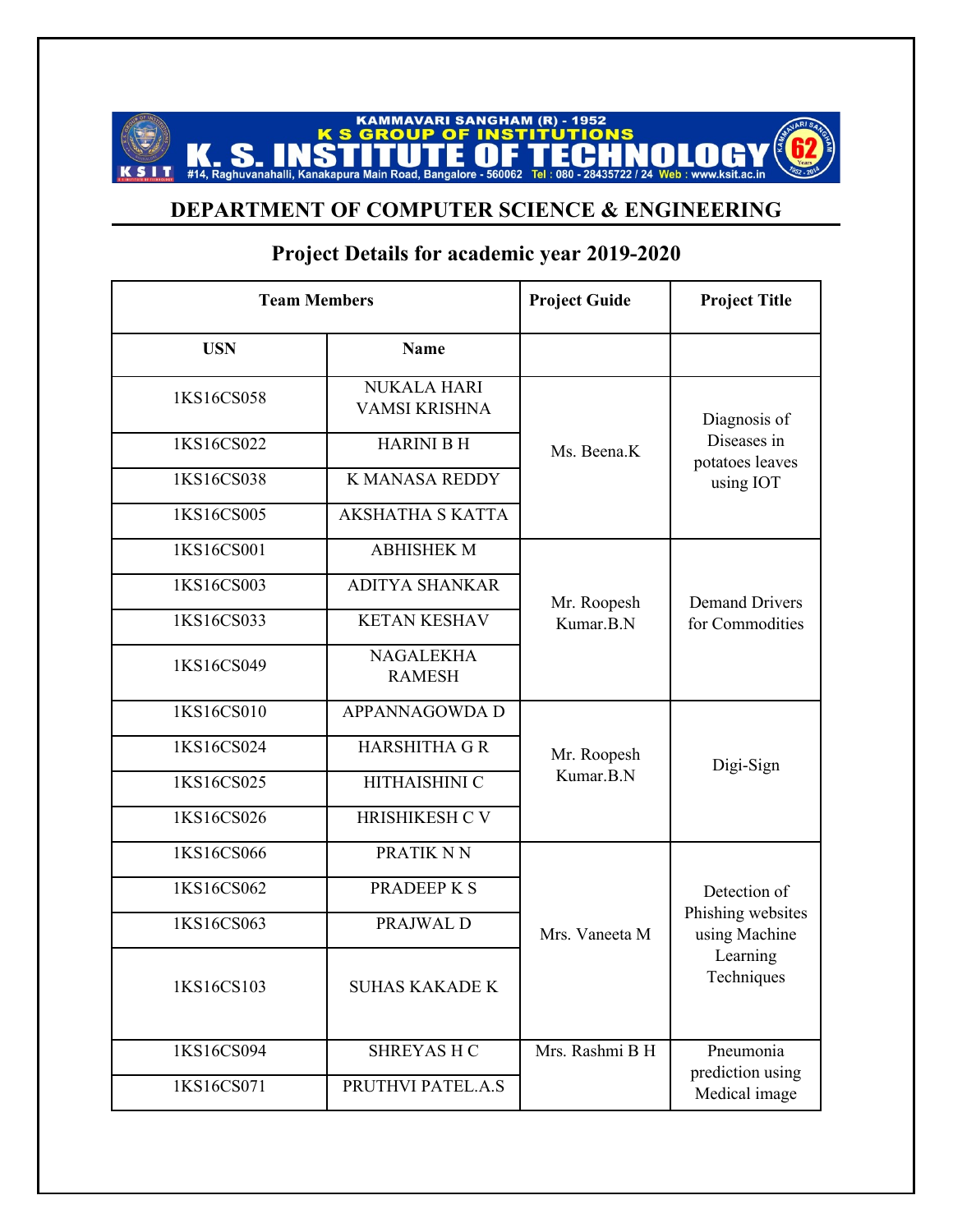KAMMAVARI SANGHAM (R) - 1952
K S GROUP OF INSTITUTIONS
# K. S. INSTITUTE OF TECHNOLOGY
#14, Raghuvanahalli, Kanakapura Main Road, Bangalore - 560062 Tel : 080 - 28435722 / 24 Web : www.ksit.ac.in

## DEPARTMENT OF COMPUTER SCIENCE & ENGINEERING

### Project Details for academic year 2019-2020

| Team Members | | Project Guide | Project Title |
|---|---|---|---|
| **USN** | **Name** | | |
| 1KS16CS058 | NUKALA HARI VAMSI KRISHNA | Ms. Beena.K | Diagnosis of Diseases in potatoes leaves using IOT |
| 1KS16CS022 | HARINI B H | | |
| 1KS16CS038 | K MANASA REDDY | | |
| 1KS16CS005 | AKSHATHA S KATTA | | |
| 1KS16CS001 | ABHISHEK M | Mr. Roopesh Kumar.B.N | Demand Drivers for Commodities |
| 1KS16CS003 | ADITYA SHANKAR | | |
| 1KS16CS033 | KETAN KESHAV | | |
| 1KS16CS049 | NAGALEKHA RAMESH | | |
| 1KS16CS010 | APPANNAGOWDA D | Mr. Roopesh Kumar.B.N | Digi-Sign |
| 1KS16CS024 | HARSHITHA G R | | |
| 1KS16CS025 | HITHAISHINI C | | |
| 1KS16CS026 | HRISHIKESH C V | | |
| 1KS16CS066 | PRATIK N N | Mrs. Vaneeta M | Detection of Phishing websites using Machine Learning Techniques |
| 1KS16CS062 | PRADEEP K S | | |
| 1KS16CS063 | PRAJWAL D | | |
| 1KS16CS103 | SUHAS KAKADE K | | |
| 1KS16CS094 | SHREYAS H C | Mrs. Rashmi B H | Pneumonia prediction using Medical image |
| 1KS16CS071 | PRUTHVI PATEL.A.S | | |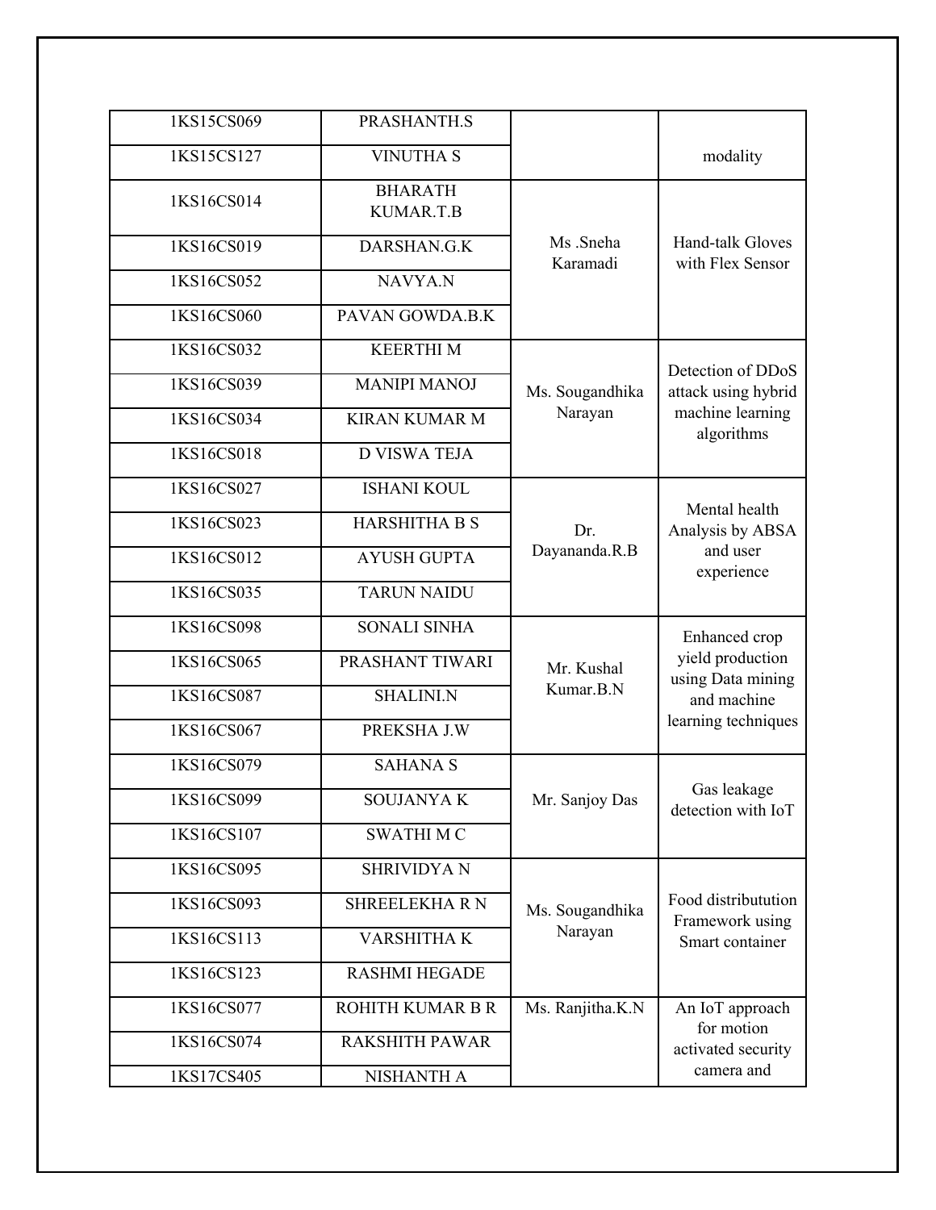| | | | |
|---|---|---|---|
| 1KS15CS069 | PRASHANTH.S | | modality |
| 1KS15CS127 | VINUTHA S | | |
| 1KS16CS014 | BHARATH KUMAR.T.B | Ms .Sneha Karamadi | Hand-talk Gloves with Flex Sensor |
| 1KS16CS019 | DARSHAN.G.K | | |
| 1KS16CS052 | NAVYA.N | | |
| 1KS16CS060 | PAVAN GOWDA.B.K | | |
| 1KS16CS032 | KEERTHI M | Ms. Sougandhika Narayan | Detection of DDoS attack using hybrid machine learning algorithms |
| 1KS16CS039 | MANIPI MANOJ | | |
| 1KS16CS034 | KIRAN KUMAR M | | |
| 1KS16CS018 | D VISWA TEJA | | |
| 1KS16CS027 | ISHANI KOUL | Dr. Dayananda.R.B | Mental health Analysis by ABSA and user experience |
| 1KS16CS023 | HARSHITHA B S | | |
| 1KS16CS012 | AYUSH GUPTA | | |
| 1KS16CS035 | TARUN NAIDU | | |
| 1KS16CS098 | SONALI SINHA | Mr. Kushal Kumar.B.N | Enhanced crop yield production using Data mining and machine learning techniques |
| 1KS16CS065 | PRASHANT TIWARI | | |
| 1KS16CS087 | SHALINI.N | | |
| 1KS16CS067 | PREKSHA J.W | | |
| 1KS16CS079 | SAHANA S | Mr. Sanjoy Das | Gas leakage detection with IoT |
| 1KS16CS099 | SOUJANYA K | | |
| 1KS16CS107 | SWATHI M C | | |
| 1KS16CS095 | SHRIVIDYA N | Ms. Sougandhika Narayan | Food distributution Framework using Smart container |
| 1KS16CS093 | SHREELEKHA R N | | |
| 1KS16CS113 | VARSHITHA K | | |
| 1KS16CS123 | RASHMI HEGADE | | |
| 1KS16CS077 | ROHITH KUMAR B R | Ms. Ranjitha.K.N | An IoT approach for motion activated security camera and |
| 1KS16CS074 | RAKSHITH PAWAR | | |
| 1KS17CS405 | NISHANTH A | | |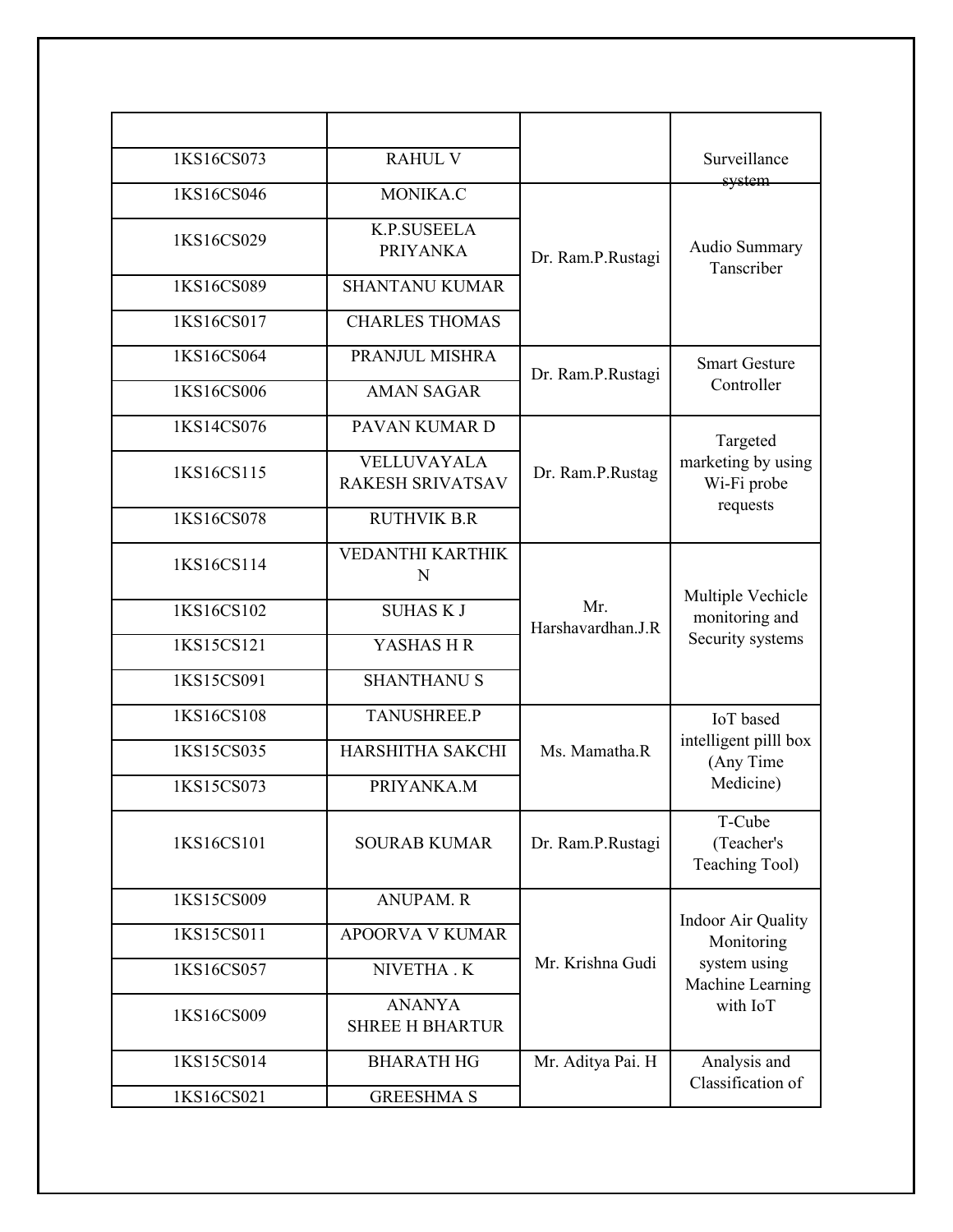| | | | |
|---|---|---|---|
| 1KS16CS073 | RAHUL V | | Surveillance system |
| 1KS16CS046 | MONIKA.C | Dr. Ram.P.Rustagi | Audio Summary Tanscriber |
| 1KS16CS029 | K.P.SUSEELA PRIYANKA | | |
| 1KS16CS089 | SHANTANU KUMAR | | |
| 1KS16CS017 | CHARLES THOMAS | | |
| 1KS16CS064 | PRANJUL MISHRA | Dr. Ram.P.Rustagi | Smart Gesture Controller |
| 1KS16CS006 | AMAN SAGAR | | |
| 1KS14CS076 | PAVAN KUMAR D | Dr. Ram.P.Rustag | Targeted marketing by using Wi-Fi probe requests |
| 1KS16CS115 | VELLUVAYALA RAKESH SRIVATSAV | | |
| 1KS16CS078 | RUTHVIK B.R | | |
| 1KS16CS114 | VEDANTHI KARTHIK N | Mr. Harshavardhan.J.R | Multiple Vechicle monitoring and Security systems |
| 1KS16CS102 | SUHAS K J | | |
| 1KS15CS121 | YASHAS H R | | |
| 1KS15CS091 | SHANTHANU S | | |
| 1KS16CS108 | TANUSHREE.P | Ms. Mamatha.R | IoT based intelligent pilll box (Any Time Medicine) |
| 1KS15CS035 | HARSHITHA SAKCHI | | |
| 1KS15CS073 | PRIYANKA.M | | |
| 1KS16CS101 | SOURAB KUMAR | Dr. Ram.P.Rustagi | T-Cube (Teacher's Teaching Tool) |
| 1KS15CS009 | ANUPAM. R | Mr. Krishna Gudi | Indoor Air Quality Monitoring system using Machine Learning with IoT |
| 1KS15CS011 | APOORVA V KUMAR | | |
| 1KS16CS057 | NIVETHA . K | | |
| 1KS16CS009 | ANANYA SHREE H BHARTUR | | |
| 1KS15CS014 | BHARATH HG | Mr. Aditya Pai. H | Analysis and Classification of |
| 1KS16CS021 | GREESHMA S | | |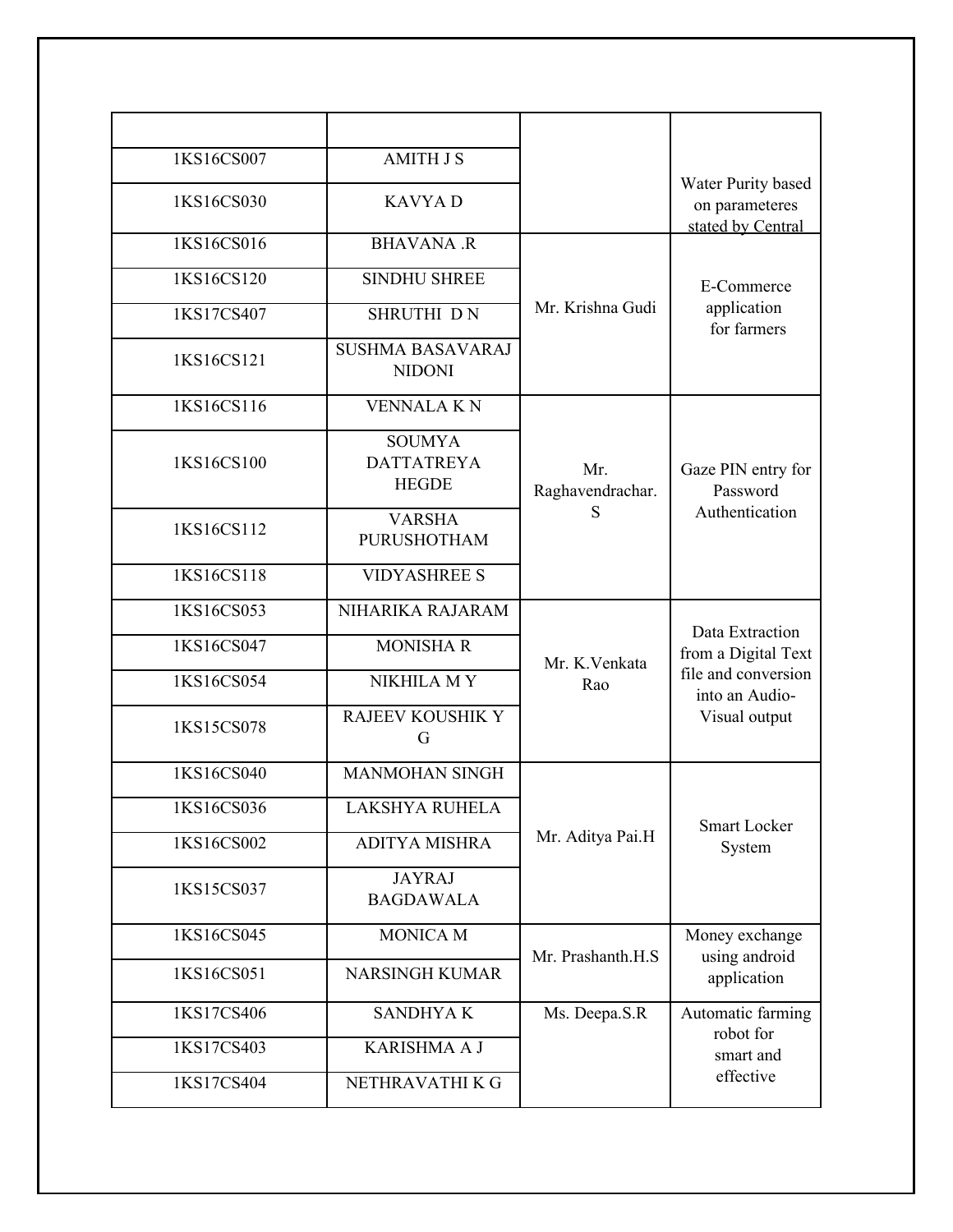| | | | |
|---|---|---|---|
| 1KS16CS007 | AMITH J S | | Water Purity based on parameteres stated by Central |
| 1KS16CS030 | KAVYA D | | |
| 1KS16CS016 | BHAVANA .R | Mr. Krishna Gudi | E-Commerce application for farmers |
| 1KS16CS120 | SINDHU SHREE | | |
| 1KS17CS407 | SHRUTHI D N | | |
| 1KS16CS121 | SUSHMA BASAVARAJ NIDONI | | |
| 1KS16CS116 | VENNALA K N | Mr. Raghavendrachar. S | Gaze PIN entry for Password Authentication |
| 1KS16CS100 | SOUMYA DATTATREYA HEGDE | | |
| 1KS16CS112 | VARSHA PURUSHOTHAM | | |
| 1KS16CS118 | VIDYASHREE S | | |
| 1KS16CS053 | NIHARIKA RAJARAM | Mr. K.Venkata Rao | Data Extraction from a Digital Text file and conversion into an Audio-Visual output |
| 1KS16CS047 | MONISHA R | | |
| 1KS16CS054 | NIKHILA M Y | | |
| 1KS15CS078 | RAJEEV KOUSHIK Y G | | |
| 1KS16CS040 | MANMOHAN SINGH | Mr. Aditya Pai.H | Smart Locker System |
| 1KS16CS036 | LAKSHYA RUHELA | | |
| 1KS16CS002 | ADITYA MISHRA | | |
| 1KS15CS037 | JAYRAJ BAGDAWALA | | |
| 1KS16CS045 | MONICA M | Mr. Prashanth.H.S | Money exchange using android application |
| 1KS16CS051 | NARSINGH KUMAR | | |
| 1KS17CS406 | SANDHYA K | Ms. Deepa.S.R | Automatic farming robot for smart and effective |
| 1KS17CS403 | KARISHMA A J | | |
| 1KS17CS404 | NETHRAVATHI K G | | |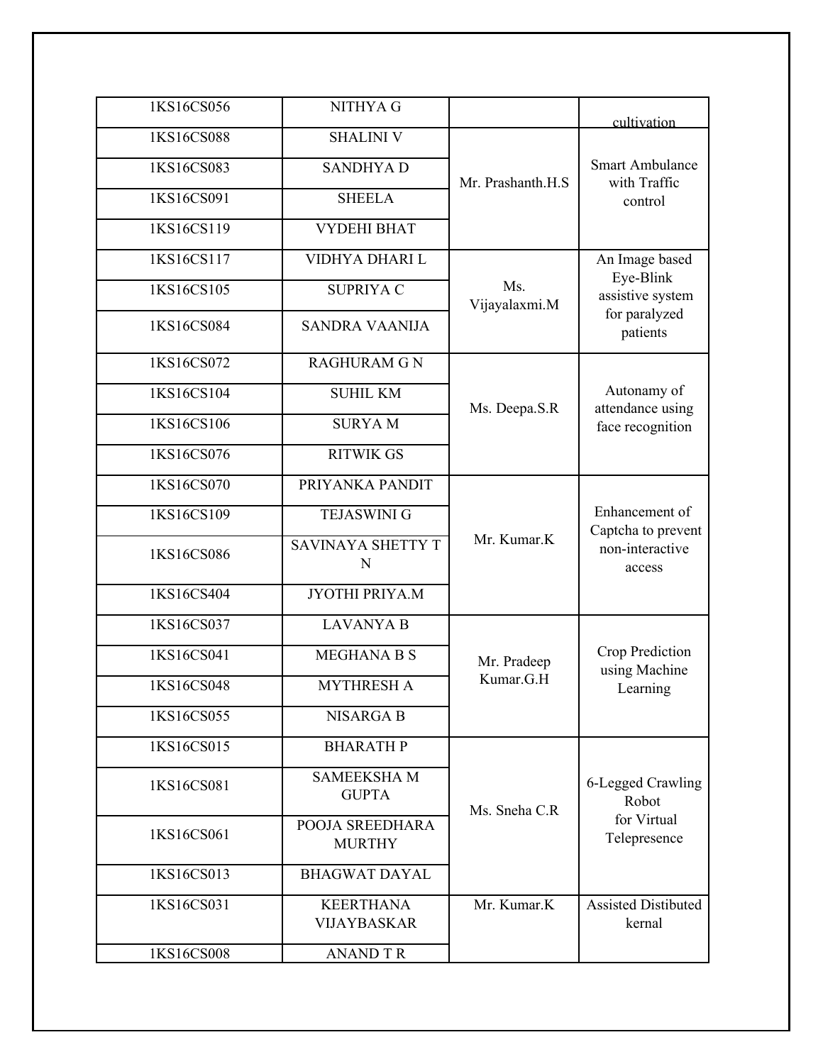| | | | |
|---|---|---|---|
| 1KS16CS056 | NITHYA G | | cultivation |
| 1KS16CS088 | SHALINI V | Mr. Prashanth.H.S | Smart Ambulance with Traffic control |
| 1KS16CS083 | SANDHYA D | | |
| 1KS16CS091 | SHEELA | | |
| 1KS16CS119 | VYDEHI BHAT | | |
| 1KS16CS117 | VIDHYA DHARI L | Ms. Vijayalaxmi.M | An Image based Eye-Blink assistive system for paralyzed patients |
| 1KS16CS105 | SUPRIYA C | | |
| 1KS16CS084 | SANDRA VAANIJA | | |
| 1KS16CS072 | RAGHURAM G N | Ms. Deepa.S.R | Autonamy of attendance using face recognition |
| 1KS16CS104 | SUHIL KM | | |
| 1KS16CS106 | SURYA M | | |
| 1KS16CS076 | RITWIK GS | | |
| 1KS16CS070 | PRIYANKA PANDIT | Mr. Kumar.K | Enhancement of Captcha to prevent non-interactive access |
| 1KS16CS109 | TEJASWINI G | | |
| 1KS16CS086 | SAVINAYA SHETTY T N | | |
| 1KS16CS404 | JYOTHI PRIYA.M | | |
| 1KS16CS037 | LAVANYA B | Mr. Pradeep Kumar.G.H | Crop Prediction using Machine Learning |
| 1KS16CS041 | MEGHANA B S | | |
| 1KS16CS048 | MYTHRESH A | | |
| 1KS16CS055 | NISARGA B | | |
| 1KS16CS015 | BHARATH P | Ms. Sneha C.R | 6-Legged Crawling Robot for Virtual Telepresence |
| 1KS16CS081 | SAMEEKSHA M GUPTA | | |
| 1KS16CS061 | POOJA SREEDHARA MURTHY | | |
| 1KS16CS013 | BHAGWAT DAYAL | | |
| 1KS16CS031 | KEERTHANA VIJAYBASKAR | Mr. Kumar.K | Assisted Distibuted kernal |
| 1KS16CS008 | ANAND T R | | |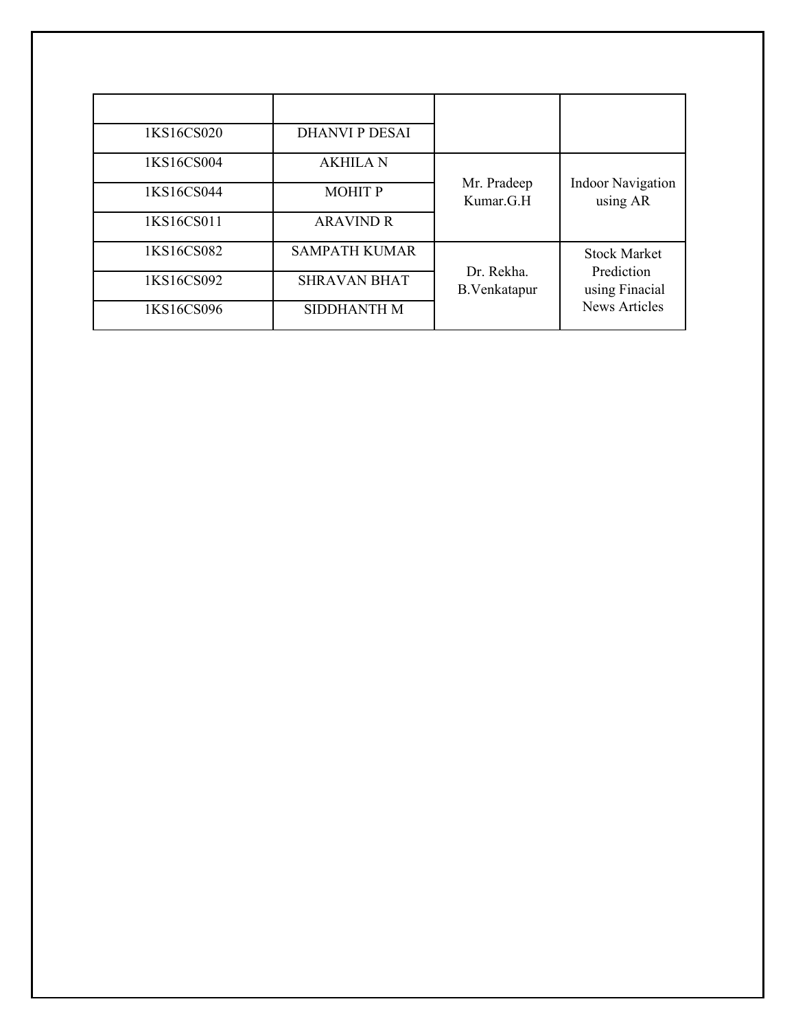| | | | |
|---|---|---|---|
| | | | |
| 1KS16CS020 | DHANVI P DESAI | | |
| 1KS16CS004 | AKHILA N | Mr. Pradeep Kumar.G.H | Indoor Navigation using AR |
| 1KS16CS044 | MOHIT P | | |
| 1KS16CS011 | ARAVIND R | | |
| 1KS16CS082 | SAMPATH KUMAR | Dr. Rekha. B.Venkatapur | Stock Market Prediction using Finacial News Articles |
| 1KS16CS092 | SHRAVAN BHAT | | |
| 1KS16CS096 | SIDDHANTH M | | |